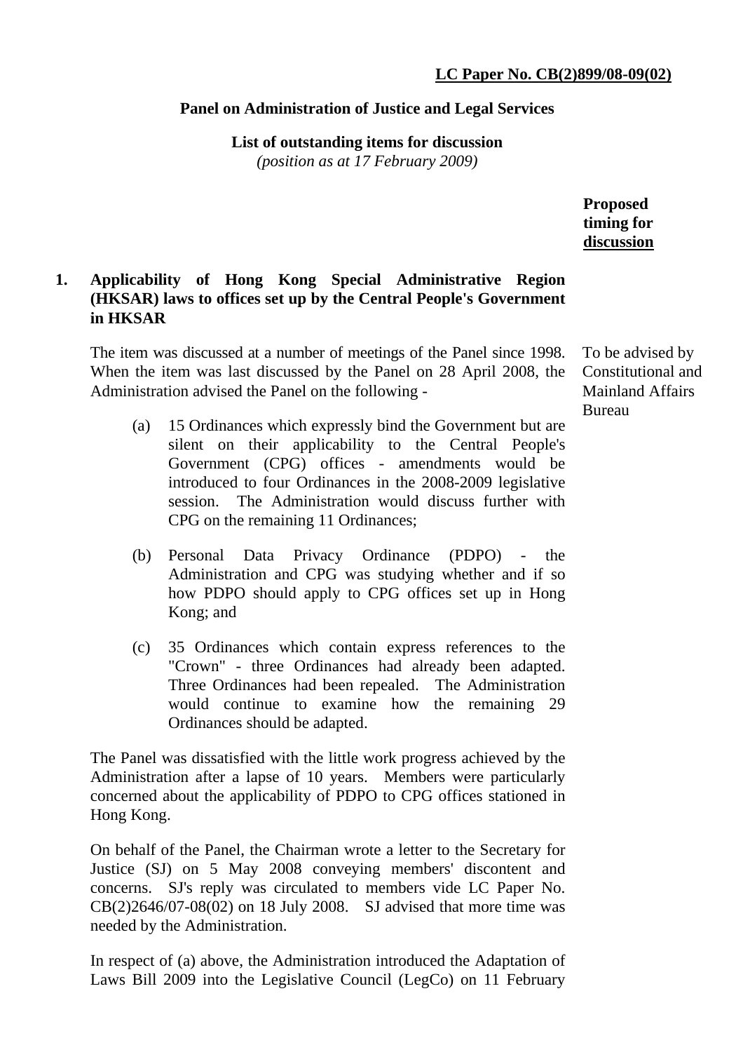**LC Paper No. CB(2)899/08-09(02)**

**Panel on Administration of Justice and Legal Services**

**List of outstanding items for discussion**
*(position as at 17 February 2009)*

**Proposed timing for discussion**

**1. Applicability of Hong Kong Special Administrative Region (HKSAR) laws to offices set up by the Central People's Government in HKSAR**

*Proposed timing for discussion:* To be advised by Constitutional and Mainland Affairs Bureau

The item was discussed at a number of meetings of the Panel since 1998. When the item was last discussed by the Panel on 28 April 2008, the Administration advised the Panel on the following -

(a) 15 Ordinances which expressly bind the Government but are silent on their applicability to the Central People's Government (CPG) offices - amendments would be introduced to four Ordinances in the 2008-2009 legislative session. The Administration would discuss further with CPG on the remaining 11 Ordinances;

(b) Personal Data Privacy Ordinance (PDPO) - the Administration and CPG was studying whether and if so how PDPO should apply to CPG offices set up in Hong Kong; and

(c) 35 Ordinances which contain express references to the "Crown" - three Ordinances had already been adapted. Three Ordinances had been repealed. The Administration would continue to examine how the remaining 29 Ordinances should be adapted.

The Panel was dissatisfied with the little work progress achieved by the Administration after a lapse of 10 years. Members were particularly concerned about the applicability of PDPO to CPG offices stationed in Hong Kong.

On behalf of the Panel, the Chairman wrote a letter to the Secretary for Justice (SJ) on 5 May 2008 conveying members' discontent and concerns. SJ's reply was circulated to members vide LC Paper No. CB(2)2646/07-08(02) on 18 July 2008. SJ advised that more time was needed by the Administration.

In respect of (a) above, the Administration introduced the Adaptation of Laws Bill 2009 into the Legislative Council (LegCo) on 11 February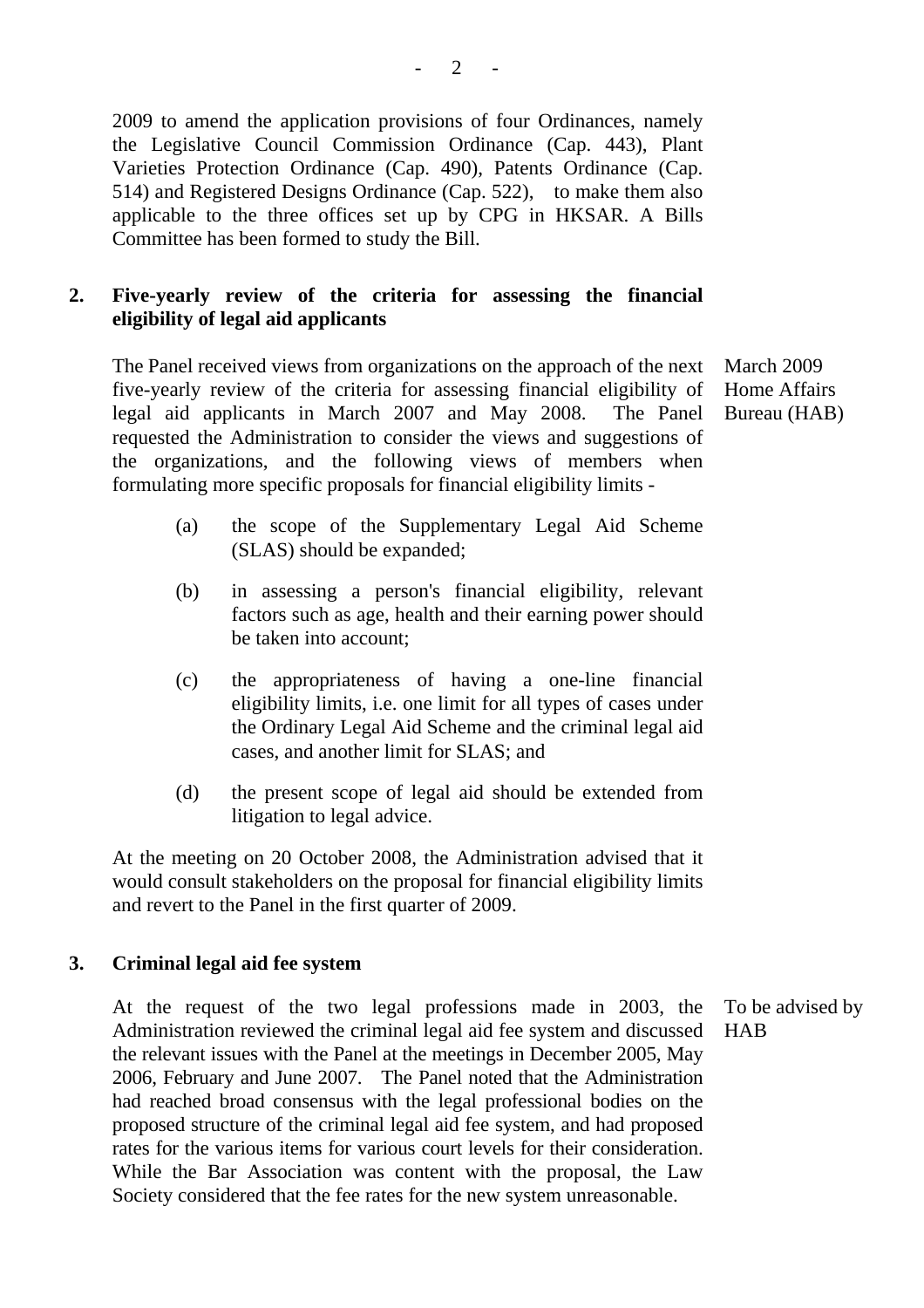2009 to amend the application provisions of four Ordinances, namely the Legislative Council Commission Ordinance (Cap. 443), Plant Varieties Protection Ordinance (Cap. 490), Patents Ordinance (Cap. 514) and Registered Designs Ordinance (Cap. 522), to make them also applicable to the three offices set up by CPG in HKSAR. A Bills Committee has been formed to study the Bill.

**2. Five-yearly review of the criteria for assessing the financial eligibility of legal aid applicants**

March 2009
Home Affairs Bureau (HAB)

The Panel received views from organizations on the approach of the next five-yearly review of the criteria for assessing financial eligibility of legal aid applicants in March 2007 and May 2008. The Panel requested the Administration to consider the views and suggestions of the organizations, and the following views of members when formulating more specific proposals for financial eligibility limits -

(a) the scope of the Supplementary Legal Aid Scheme (SLAS) should be expanded;

(b) in assessing a person's financial eligibility, relevant factors such as age, health and their earning power should be taken into account;

(c) the appropriateness of having a one-line financial eligibility limits, i.e. one limit for all types of cases under the Ordinary Legal Aid Scheme and the criminal legal aid cases, and another limit for SLAS; and

(d) the present scope of legal aid should be extended from litigation to legal advice.

At the meeting on 20 October 2008, the Administration advised that it would consult stakeholders on the proposal for financial eligibility limits and revert to the Panel in the first quarter of 2009.

**3. Criminal legal aid fee system**

To be advised by HAB

At the request of the two legal professions made in 2003, the Administration reviewed the criminal legal aid fee system and discussed the relevant issues with the Panel at the meetings in December 2005, May 2006, February and June 2007. The Panel noted that the Administration had reached broad consensus with the legal professional bodies on the proposed structure of the criminal legal aid fee system, and had proposed rates for the various items for various court levels for their consideration. While the Bar Association was content with the proposal, the Law Society considered that the fee rates for the new system unreasonable.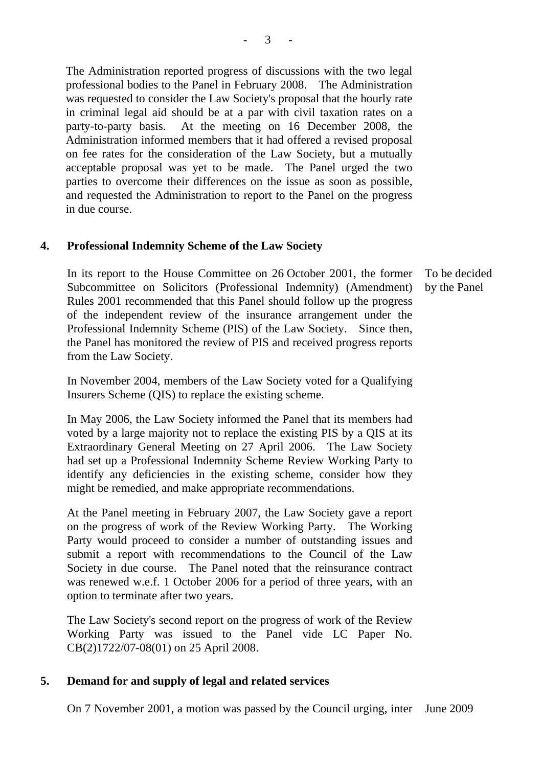The Administration reported progress of discussions with the two legal professional bodies to the Panel in February 2008. The Administration was requested to consider the Law Society's proposal that the hourly rate in criminal legal aid should be at a par with civil taxation rates on a party-to-party basis. At the meeting on 16 December 2008, the Administration informed members that it had offered a revised proposal on fee rates for the consideration of the Law Society, but a mutually acceptable proposal was yet to be made. The Panel urged the two parties to overcome their differences on the issue as soon as possible, and requested the Administration to report to the Panel on the progress in due course.

## 4. Professional Indemnity Scheme of the Law Society

*To be decided by the Panel*

In its report to the House Committee on 26 October 2001, the former Subcommittee on Solicitors (Professional Indemnity) (Amendment) Rules 2001 recommended that this Panel should follow up the progress of the independent review of the insurance arrangement under the Professional Indemnity Scheme (PIS) of the Law Society. Since then, the Panel has monitored the review of PIS and received progress reports from the Law Society.

In November 2004, members of the Law Society voted for a Qualifying Insurers Scheme (QIS) to replace the existing scheme.

In May 2006, the Law Society informed the Panel that its members had voted by a large majority not to replace the existing PIS by a QIS at its Extraordinary General Meeting on 27 April 2006. The Law Society had set up a Professional Indemnity Scheme Review Working Party to identify any deficiencies in the existing scheme, consider how they might be remedied, and make appropriate recommendations.

At the Panel meeting in February 2007, the Law Society gave a report on the progress of work of the Review Working Party. The Working Party would proceed to consider a number of outstanding issues and submit a report with recommendations to the Council of the Law Society in due course. The Panel noted that the reinsurance contract was renewed w.e.f. 1 October 2006 for a period of three years, with an option to terminate after two years.

The Law Society's second report on the progress of work of the Review Working Party was issued to the Panel vide LC Paper No. CB(2)1722/07-08(01) on 25 April 2008.

## 5. Demand for and supply of legal and related services

*June 2009*

On 7 November 2001, a motion was passed by the Council urging, inter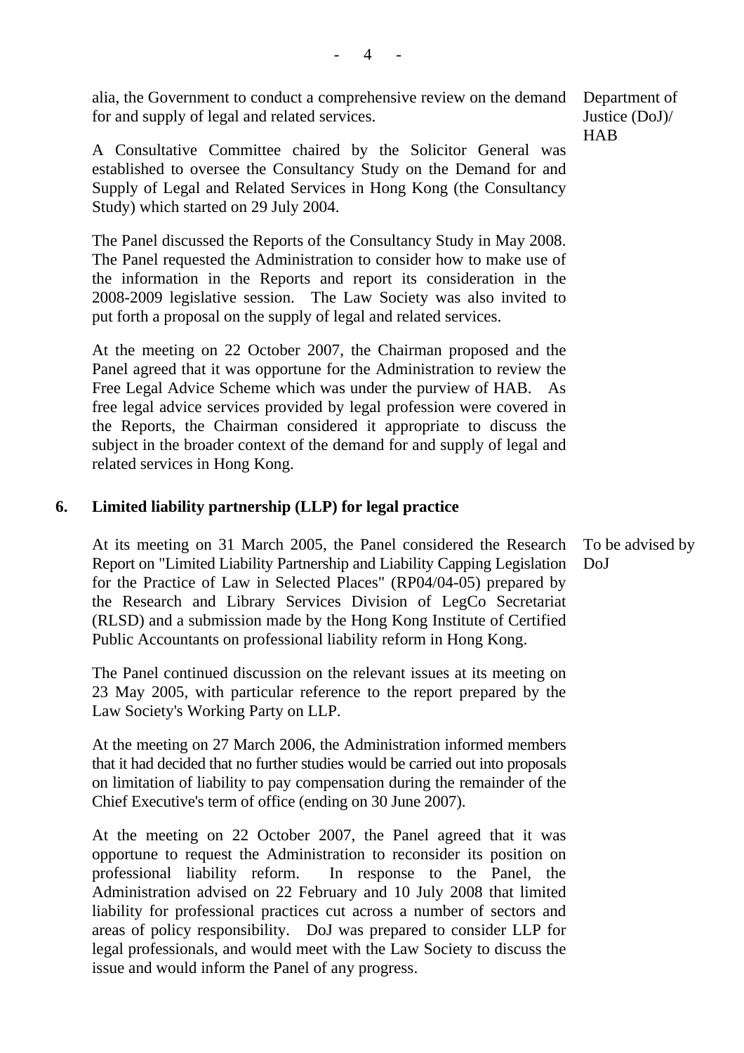alia, the Government to conduct a comprehensive review on the demand for and supply of legal and related services.

Department of Justice (DoJ)/ HAB

A Consultative Committee chaired by the Solicitor General was established to oversee the Consultancy Study on the Demand for and Supply of Legal and Related Services in Hong Kong (the Consultancy Study) which started on 29 July 2004.

The Panel discussed the Reports of the Consultancy Study in May 2008. The Panel requested the Administration to consider how to make use of the information in the Reports and report its consideration in the 2008-2009 legislative session. The Law Society was also invited to put forth a proposal on the supply of legal and related services.

At the meeting on 22 October 2007, the Chairman proposed and the Panel agreed that it was opportune for the Administration to review the Free Legal Advice Scheme which was under the purview of HAB. As free legal advice services provided by legal profession were covered in the Reports, the Chairman considered it appropriate to discuss the subject in the broader context of the demand for and supply of legal and related services in Hong Kong.

## 6. Limited liability partnership (LLP) for legal practice

At its meeting on 31 March 2005, the Panel considered the Research Report on "Limited Liability Partnership and Liability Capping Legislation for the Practice of Law in Selected Places" (RP04/04-05) prepared by the Research and Library Services Division of LegCo Secretariat (RLSD) and a submission made by the Hong Kong Institute of Certified Public Accountants on professional liability reform in Hong Kong.

To be advised by DoJ

The Panel continued discussion on the relevant issues at its meeting on 23 May 2005, with particular reference to the report prepared by the Law Society's Working Party on LLP.

At the meeting on 27 March 2006, the Administration informed members that it had decided that no further studies would be carried out into proposals on limitation of liability to pay compensation during the remainder of the Chief Executive's term of office (ending on 30 June 2007).

At the meeting on 22 October 2007, the Panel agreed that it was opportune to request the Administration to reconsider its position on professional liability reform. In response to the Panel, the Administration advised on 22 February and 10 July 2008 that limited liability for professional practices cut across a number of sectors and areas of policy responsibility. DoJ was prepared to consider LLP for legal professionals, and would meet with the Law Society to discuss the issue and would inform the Panel of any progress.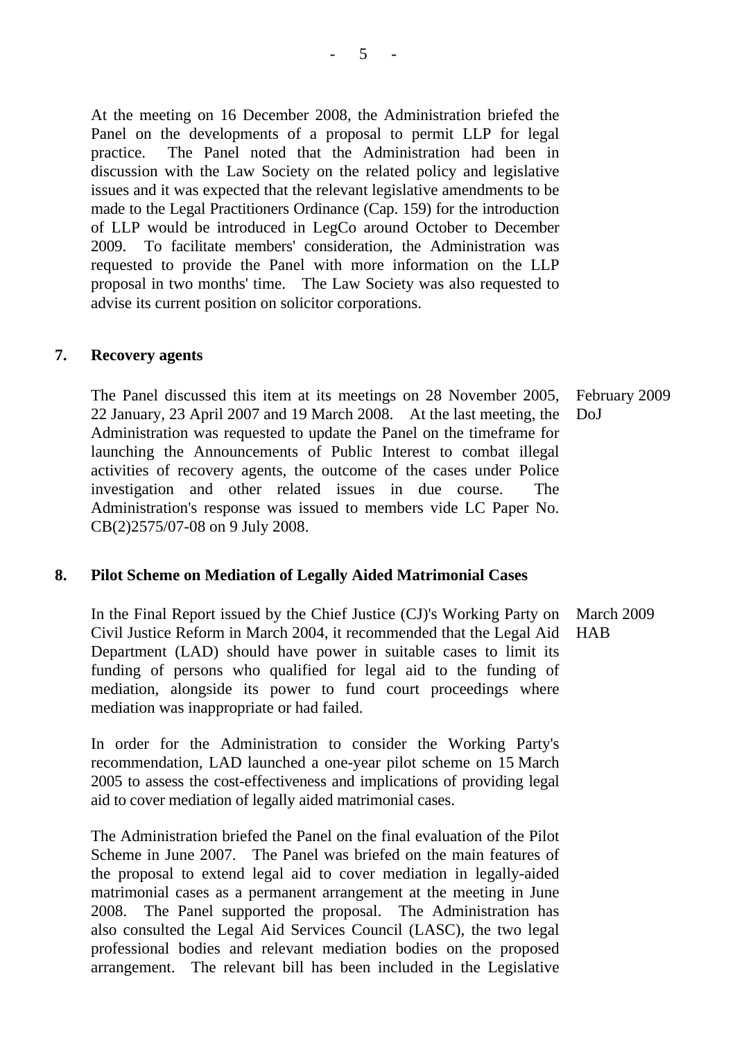At the meeting on 16 December 2008, the Administration briefed the Panel on the developments of a proposal to permit LLP for legal practice. The Panel noted that the Administration had been in discussion with the Law Society on the related policy and legislative issues and it was expected that the relevant legislative amendments to be made to the Legal Practitioners Ordinance (Cap. 159) for the introduction of LLP would be introduced in LegCo around October to December 2009. To facilitate members' consideration, the Administration was requested to provide the Panel with more information on the LLP proposal in two months' time. The Law Society was also requested to advise its current position on solicitor corporations.

**7. Recovery agents**

February 2009
DoJ

The Panel discussed this item at its meetings on 28 November 2005, 22 January, 23 April 2007 and 19 March 2008. At the last meeting, the Administration was requested to update the Panel on the timeframe for launching the Announcements of Public Interest to combat illegal activities of recovery agents, the outcome of the cases under Police investigation and other related issues in due course. The Administration's response was issued to members vide LC Paper No. CB(2)2575/07-08 on 9 July 2008.

**8. Pilot Scheme on Mediation of Legally Aided Matrimonial Cases**

March 2009
HAB

In the Final Report issued by the Chief Justice (CJ)'s Working Party on Civil Justice Reform in March 2004, it recommended that the Legal Aid Department (LAD) should have power in suitable cases to limit its funding of persons who qualified for legal aid to the funding of mediation, alongside its power to fund court proceedings where mediation was inappropriate or had failed.

In order for the Administration to consider the Working Party's recommendation, LAD launched a one-year pilot scheme on 15 March 2005 to assess the cost-effectiveness and implications of providing legal aid to cover mediation of legally aided matrimonial cases.

The Administration briefed the Panel on the final evaluation of the Pilot Scheme in June 2007. The Panel was briefed on the main features of the proposal to extend legal aid to cover mediation in legally-aided matrimonial cases as a permanent arrangement at the meeting in June 2008. The Panel supported the proposal. The Administration has also consulted the Legal Aid Services Council (LASC), the two legal professional bodies and relevant mediation bodies on the proposed arrangement. The relevant bill has been included in the Legislative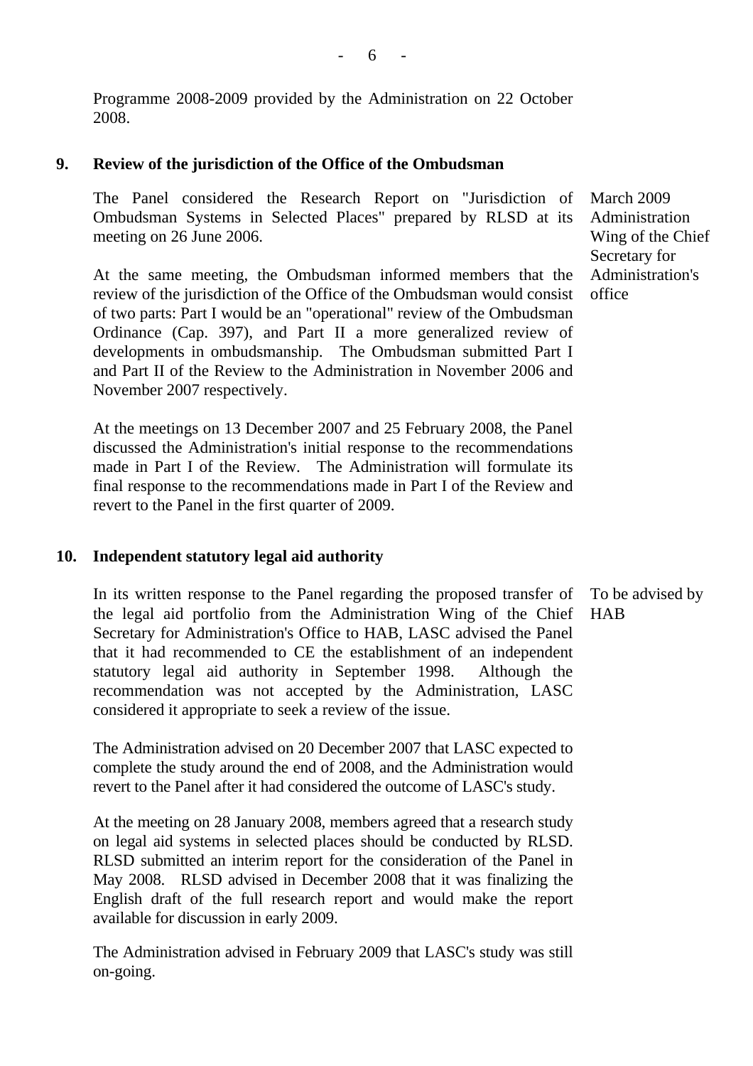Programme 2008-2009 provided by the Administration on 22 October 2008.

**9. Review of the jurisdiction of the Office of the Ombudsman**

| | |
|---|---|
| The Panel considered the Research Report on "Jurisdiction of Ombudsman Systems in Selected Places" prepared by RLSD at its meeting on 26 June 2006.<br><br>At the same meeting, the Ombudsman informed members that the review of the jurisdiction of the Office of the Ombudsman would consist of two parts: Part I would be an "operational" review of the Ombudsman Ordinance (Cap. 397), and Part II a more generalized review of developments in ombudsmanship. The Ombudsman submitted Part I and Part II of the Review to the Administration in November 2006 and November 2007 respectively.<br><br>At the meetings on 13 December 2007 and 25 February 2008, the Panel discussed the Administration's initial response to the recommendations made in Part I of the Review. The Administration will formulate its final response to the recommendations made in Part I of the Review and revert to the Panel in the first quarter of 2009. | March 2009 Administration Wing of the Chief Secretary for Administration's office |

**10. Independent statutory legal aid authority**

| | |
|---|---|
| In its written response to the Panel regarding the proposed transfer of the legal aid portfolio from the Administration Wing of the Chief Secretary for Administration's Office to HAB, LASC advised the Panel that it had recommended to CE the establishment of an independent statutory legal aid authority in September 1998. Although the recommendation was not accepted by the Administration, LASC considered it appropriate to seek a review of the issue.<br><br>The Administration advised on 20 December 2007 that LASC expected to complete the study around the end of 2008, and the Administration would revert to the Panel after it had considered the outcome of LASC's study.<br><br>At the meeting on 28 January 2008, members agreed that a research study on legal aid systems in selected places should be conducted by RLSD. RLSD submitted an interim report for the consideration of the Panel in May 2008. RLSD advised in December 2008 that it was finalizing the English draft of the full research report and would make the report available for discussion in early 2009.<br><br>The Administration advised in February 2009 that LASC's study was still on-going. | To be advised by HAB |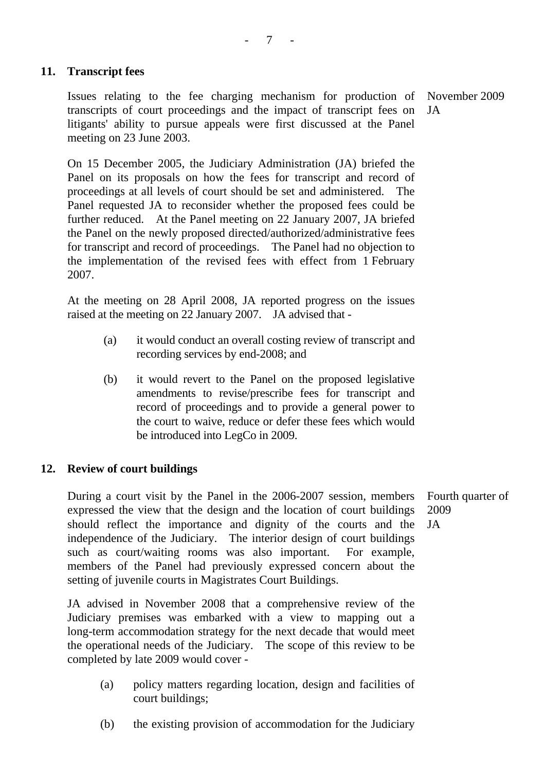## 11. Transcript fees

Issues relating to the fee charging mechanism for production of transcripts of court proceedings and the impact of transcript fees on litigants' ability to pursue appeals were first discussed at the Panel meeting on 23 June 2003.

November 2009
JA

On 15 December 2005, the Judiciary Administration (JA) briefed the Panel on its proposals on how the fees for transcript and record of proceedings at all levels of court should be set and administered. The Panel requested JA to reconsider whether the proposed fees could be further reduced. At the Panel meeting on 22 January 2007, JA briefed the Panel on the newly proposed directed/authorized/administrative fees for transcript and record of proceedings. The Panel had no objection to the implementation of the revised fees with effect from 1 February 2007.

At the meeting on 28 April 2008, JA reported progress on the issues raised at the meeting on 22 January 2007. JA advised that -

(a) it would conduct an overall costing review of transcript and recording services by end-2008; and

(b) it would revert to the Panel on the proposed legislative amendments to revise/prescribe fees for transcript and record of proceedings and to provide a general power to the court to waive, reduce or defer these fees which would be introduced into LegCo in 2009.

## 12. Review of court buildings

During a court visit by the Panel in the 2006-2007 session, members expressed the view that the design and the location of court buildings should reflect the importance and dignity of the courts and the independence of the Judiciary. The interior design of court buildings such as court/waiting rooms was also important. For example, members of the Panel had previously expressed concern about the setting of juvenile courts in Magistrates Court Buildings.

Fourth quarter of 2009
JA

JA advised in November 2008 that a comprehensive review of the Judiciary premises was embarked with a view to mapping out a long-term accommodation strategy for the next decade that would meet the operational needs of the Judiciary. The scope of this review to be completed by late 2009 would cover -

(a) policy matters regarding location, design and facilities of court buildings;

(b) the existing provision of accommodation for the Judiciary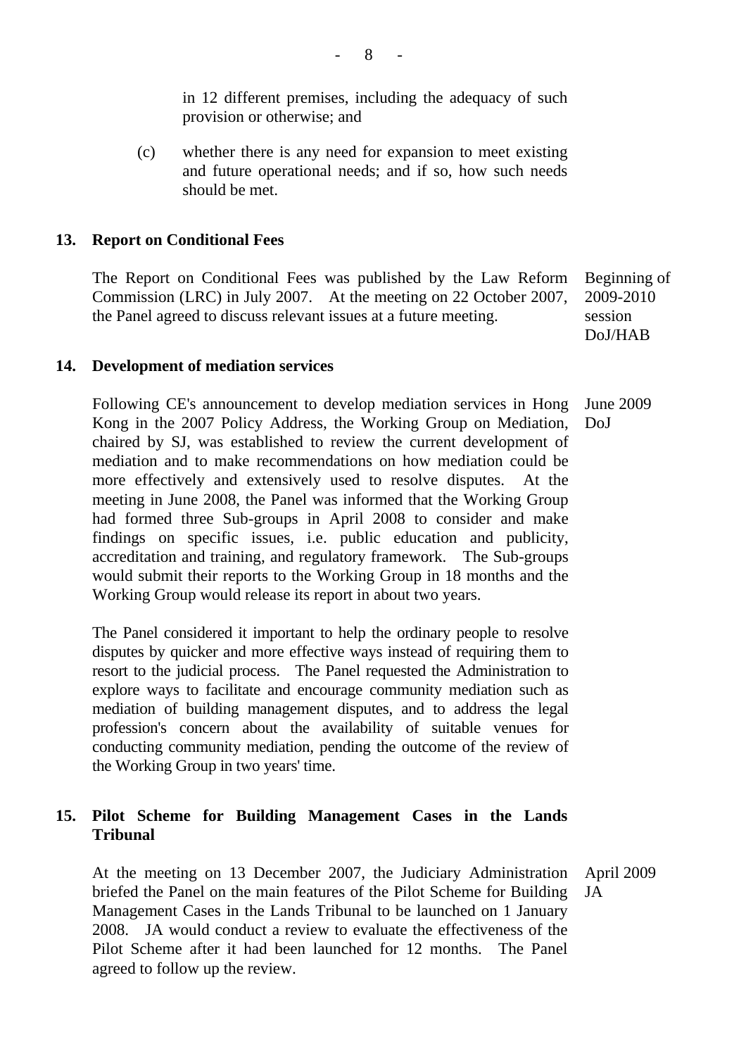in 12 different premises, including the adequacy of such provision or otherwise; and

(c) whether there is any need for expansion to meet existing and future operational needs; and if so, how such needs should be met.

**13. Report on Conditional Fees**

| | |
|---|---|
| The Report on Conditional Fees was published by the Law Reform Commission (LRC) in July 2007. At the meeting on 22 October 2007, the Panel agreed to discuss relevant issues at a future meeting. | Beginning of 2009-2010 session DoJ/HAB |

**14. Development of mediation services**

| | |
|---|---|
| Following CE's announcement to develop mediation services in Hong Kong in the 2007 Policy Address, the Working Group on Mediation, chaired by SJ, was established to review the current development of mediation and to make recommendations on how mediation could be more effectively and extensively used to resolve disputes. At the meeting in June 2008, the Panel was informed that the Working Group had formed three Sub-groups in April 2008 to consider and make findings on specific issues, i.e. public education and publicity, accreditation and training, and regulatory framework. The Sub-groups would submit their reports to the Working Group in 18 months and the Working Group would release its report in about two years. | June 2009 DoJ |

The Panel considered it important to help the ordinary people to resolve disputes by quicker and more effective ways instead of requiring them to resort to the judicial process. The Panel requested the Administration to explore ways to facilitate and encourage community mediation such as mediation of building management disputes, and to address the legal profession's concern about the availability of suitable venues for conducting community mediation, pending the outcome of the review of the Working Group in two years' time.

**15. Pilot Scheme for Building Management Cases in the Lands Tribunal**

| | |
|---|---|
| At the meeting on 13 December 2007, the Judiciary Administration briefed the Panel on the main features of the Pilot Scheme for Building Management Cases in the Lands Tribunal to be launched on 1 January 2008. JA would conduct a review to evaluate the effectiveness of the Pilot Scheme after it had been launched for 12 months. The Panel agreed to follow up the review. | April 2009 JA |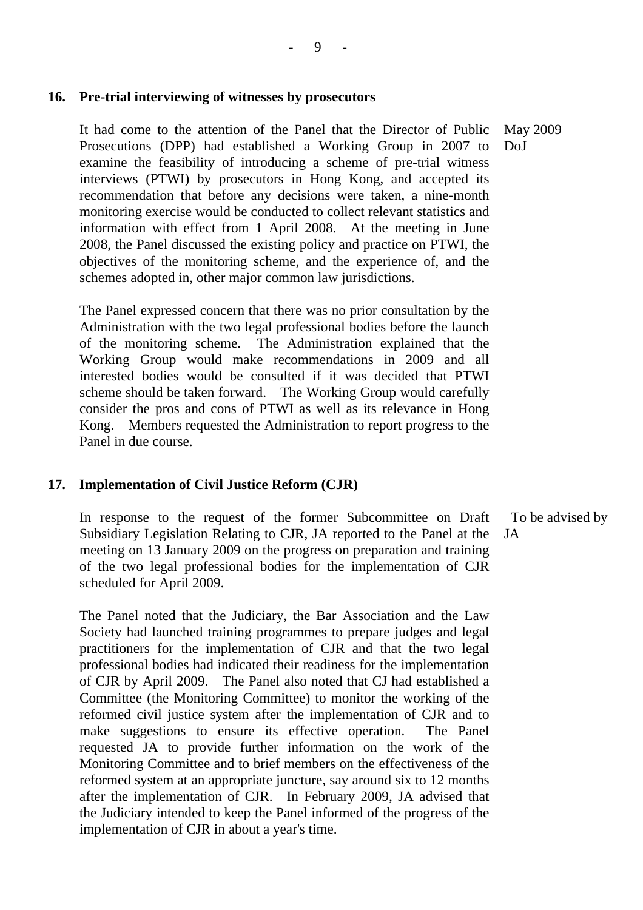## 16. Pre-trial interviewing of witnesses by prosecutors

It had come to the attention of the Panel that the Director of Public Prosecutions (DPP) had established a Working Group in 2007 to examine the feasibility of introducing a scheme of pre-trial witness interviews (PTWI) by prosecutors in Hong Kong, and accepted its recommendation that before any decisions were taken, a nine-month monitoring exercise would be conducted to collect relevant statistics and information with effect from 1 April 2008. At the meeting in June 2008, the Panel discussed the existing policy and practice on PTWI, the objectives of the monitoring scheme, and the experience of, and the schemes adopted in, other major common law jurisdictions.

May 2009
DoJ

The Panel expressed concern that there was no prior consultation by the Administration with the two legal professional bodies before the launch of the monitoring scheme. The Administration explained that the Working Group would make recommendations in 2009 and all interested bodies would be consulted if it was decided that PTWI scheme should be taken forward. The Working Group would carefully consider the pros and cons of PTWI as well as its relevance in Hong Kong. Members requested the Administration to report progress to the Panel in due course.

## 17. Implementation of Civil Justice Reform (CJR)

In response to the request of the former Subcommittee on Draft Subsidiary Legislation Relating to CJR, JA reported to the Panel at the meeting on 13 January 2009 on the progress on preparation and training of the two legal professional bodies for the implementation of CJR scheduled for April 2009.

To be advised by JA

The Panel noted that the Judiciary, the Bar Association and the Law Society had launched training programmes to prepare judges and legal practitioners for the implementation of CJR and that the two legal professional bodies had indicated their readiness for the implementation of CJR by April 2009. The Panel also noted that CJ had established a Committee (the Monitoring Committee) to monitor the working of the reformed civil justice system after the implementation of CJR and to make suggestions to ensure its effective operation. The Panel requested JA to provide further information on the work of the Monitoring Committee and to brief members on the effectiveness of the reformed system at an appropriate juncture, say around six to 12 months after the implementation of CJR. In February 2009, JA advised that the Judiciary intended to keep the Panel informed of the progress of the implementation of CJR in about a year's time.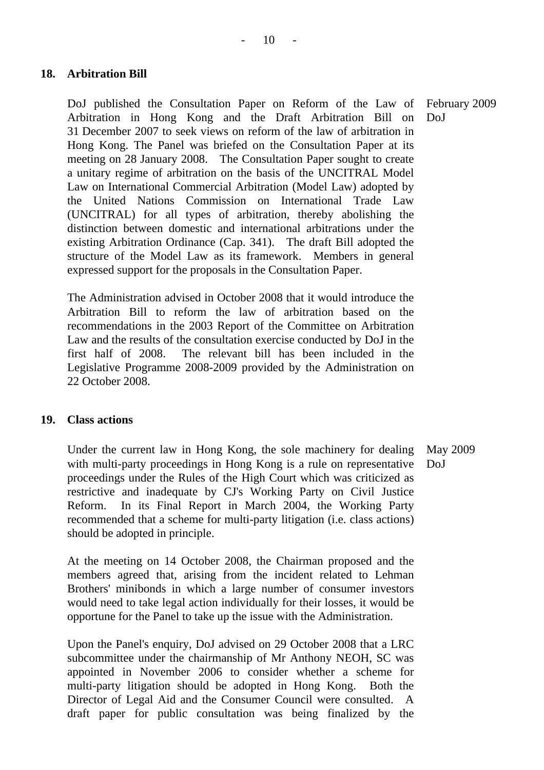**18. Arbitration Bill**

DoJ published the Consultation Paper on Reform of the Law of Arbitration in Hong Kong and the Draft Arbitration Bill on 31 December 2007 to seek views on reform of the law of arbitration in Hong Kong. The Panel was briefed on the Consultation Paper at its meeting on 28 January 2008. The Consultation Paper sought to create a unitary regime of arbitration on the basis of the UNCITRAL Model Law on International Commercial Arbitration (Model Law) adopted by the United Nations Commission on International Trade Law (UNCITRAL) for all types of arbitration, thereby abolishing the distinction between domestic and international arbitrations under the existing Arbitration Ordinance (Cap. 341). The draft Bill adopted the structure of the Model Law as its framework. Members in general expressed support for the proposals in the Consultation Paper.

February 2009
DoJ

The Administration advised in October 2008 that it would introduce the Arbitration Bill to reform the law of arbitration based on the recommendations in the 2003 Report of the Committee on Arbitration Law and the results of the consultation exercise conducted by DoJ in the first half of 2008. The relevant bill has been included in the Legislative Programme 2008-2009 provided by the Administration on 22 October 2008.

**19. Class actions**

Under the current law in Hong Kong, the sole machinery for dealing with multi-party proceedings in Hong Kong is a rule on representative proceedings under the Rules of the High Court which was criticized as restrictive and inadequate by CJ's Working Party on Civil Justice Reform. In its Final Report in March 2004, the Working Party recommended that a scheme for multi-party litigation (i.e. class actions) should be adopted in principle.

May 2009
DoJ

At the meeting on 14 October 2008, the Chairman proposed and the members agreed that, arising from the incident related to Lehman Brothers' minibonds in which a large number of consumer investors would need to take legal action individually for their losses, it would be opportune for the Panel to take up the issue with the Administration.

Upon the Panel's enquiry, DoJ advised on 29 October 2008 that a LRC subcommittee under the chairmanship of Mr Anthony NEOH, SC was appointed in November 2006 to consider whether a scheme for multi-party litigation should be adopted in Hong Kong. Both the Director of Legal Aid and the Consumer Council were consulted. A draft paper for public consultation was being finalized by the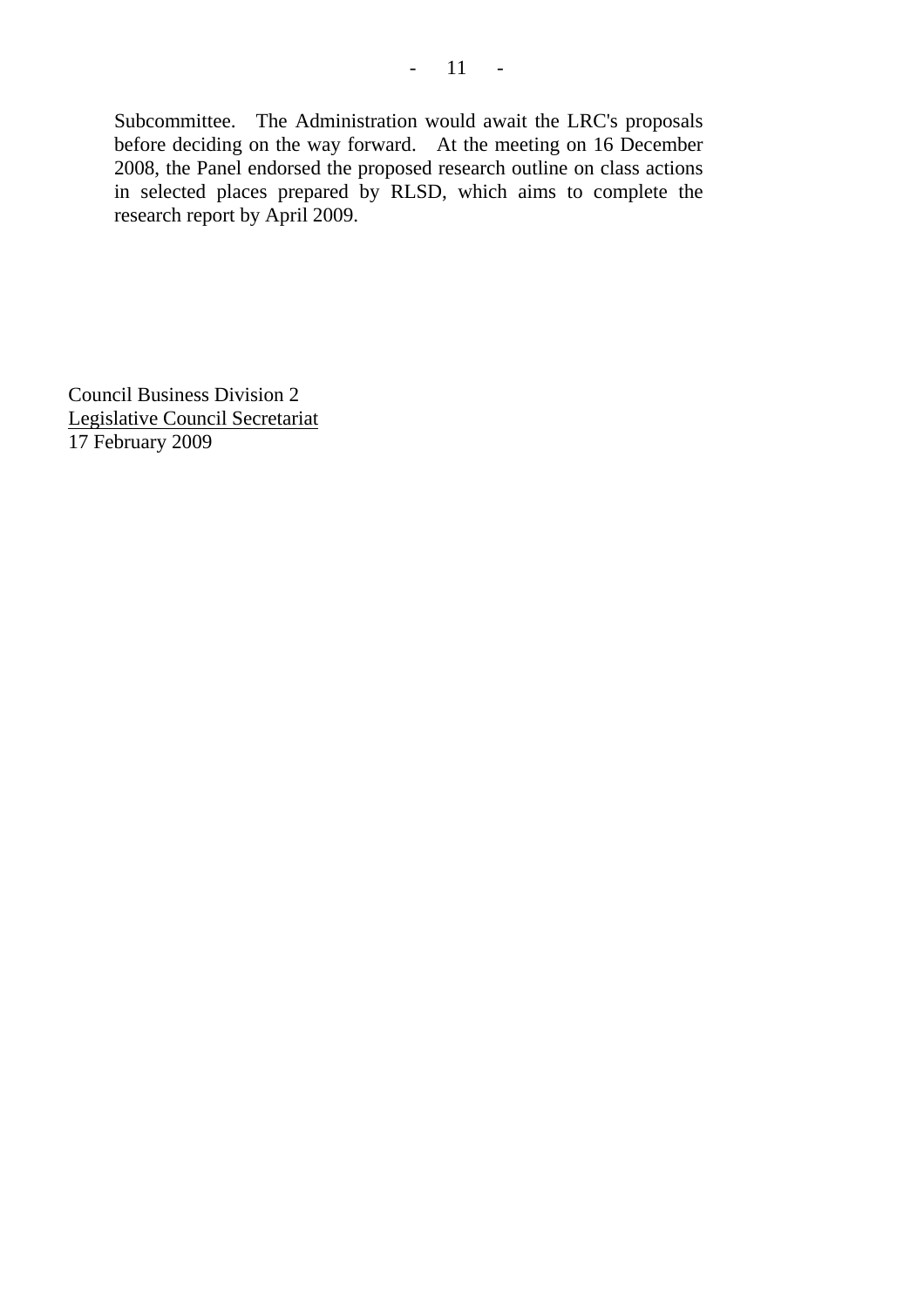Subcommittee. The Administration would await the LRC's proposals before deciding on the way forward. At the meeting on 16 December 2008, the Panel endorsed the proposed research outline on class actions in selected places prepared by RLSD, which aims to complete the research report by April 2009.

Council Business Division 2
Legislative Council Secretariat
17 February 2009